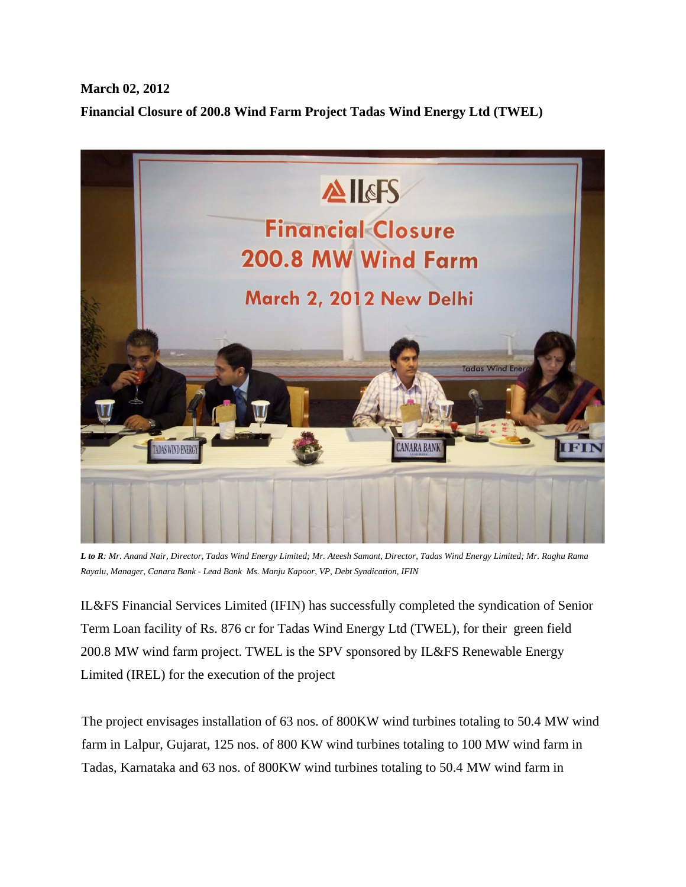**March 02, 2012**

**Financial Closure of 200.8 Wind Farm Project Tadas Wind Energy Ltd (TWEL)**

***L to R**: Mr. Anand Nair, Director, Tadas Wind Energy Limited; Mr. Ateesh Samant, Director, Tadas Wind Energy Limited; Mr. Raghu Rama Rayalu, Manager, Canara Bank - Lead Bank Ms. Manju Kapoor, VP, Debt Syndication, IFIN*

IL&FS Financial Services Limited (IFIN) has successfully completed the syndication of Senior Term Loan facility of Rs. 876 cr for Tadas Wind Energy Ltd (TWEL), for their green field 200.8 MW wind farm project. TWEL is the SPV sponsored by IL&FS Renewable Energy Limited (IREL) for the execution of the project

The project envisages installation of 63 nos. of 800KW wind turbines totaling to 50.4 MW wind farm in Lalpur, Gujarat, 125 nos. of 800 KW wind turbines totaling to 100 MW wind farm in Tadas, Karnataka and 63 nos. of 800KW wind turbines totaling to 50.4 MW wind farm in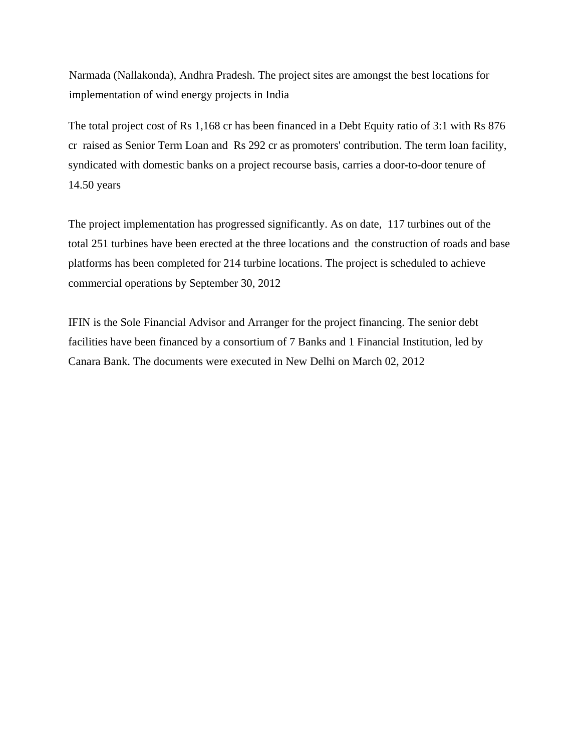Narmada (Nallakonda), Andhra Pradesh. The project sites are amongst the best locations for implementation of wind energy projects in India

The total project cost of Rs 1,168 cr has been financed in a Debt Equity ratio of 3:1 with Rs 876 cr raised as Senior Term Loan and Rs 292 cr as promoters' contribution. The term loan facility, syndicated with domestic banks on a project recourse basis, carries a door-to-door tenure of 14.50 years

The project implementation has progressed significantly. As on date, 117 turbines out of the total 251 turbines have been erected at the three locations and the construction of roads and base platforms has been completed for 214 turbine locations. The project is scheduled to achieve commercial operations by September 30, 2012

IFIN is the Sole Financial Advisor and Arranger for the project financing. The senior debt facilities have been financed by a consortium of 7 Banks and 1 Financial Institution, led by Canara Bank. The documents were executed in New Delhi on March 02, 2012